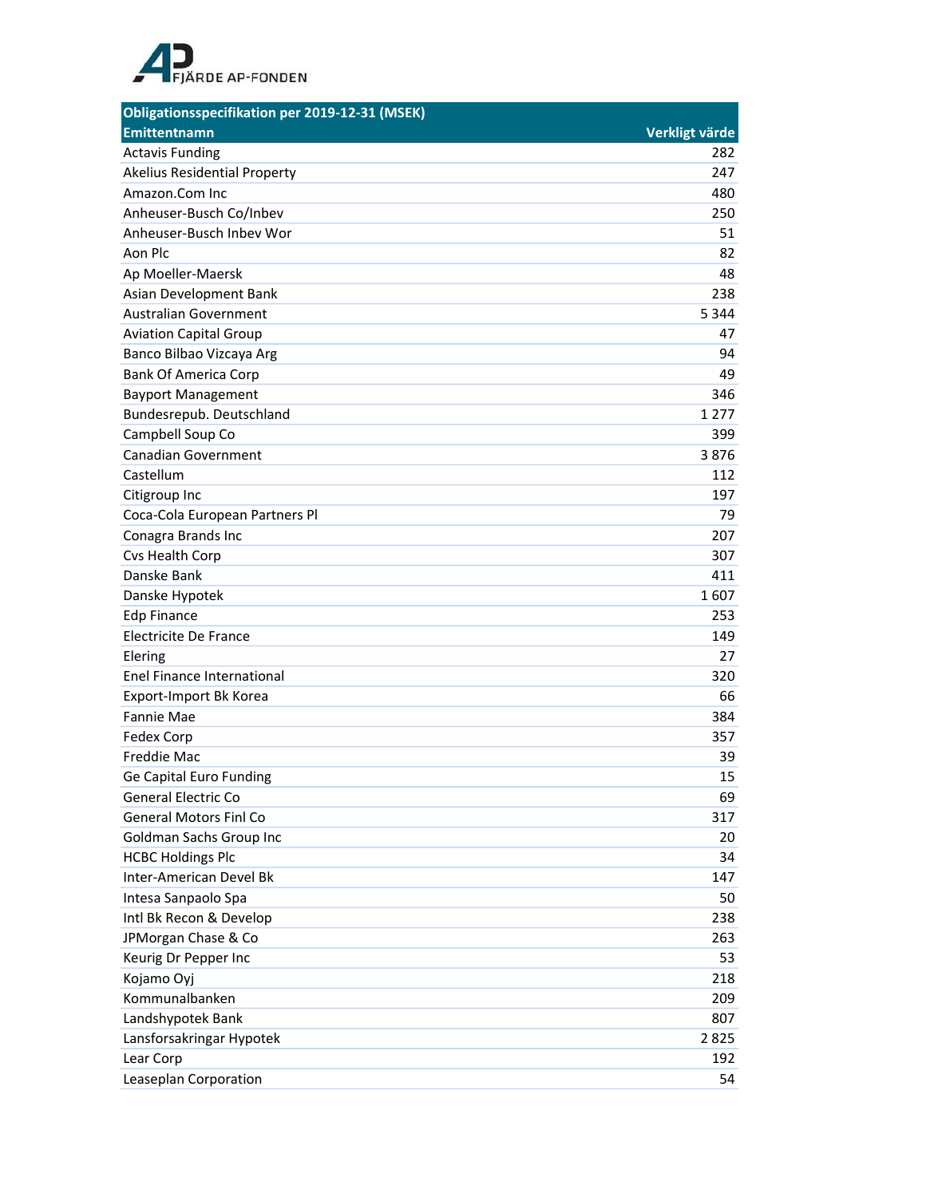FJÄRDE AP-FONDEN

| Obligationsspecifikation per 2019-12-31 (MSEK) | |
|---|---|
| **Emittentnamn** | **Verkligt värde** |
| Actavis Funding | 282 |
| Akelius Residential Property | 247 |
| Amazon.Com Inc | 480 |
| Anheuser-Busch Co/Inbev | 250 |
| Anheuser-Busch Inbev Wor | 51 |
| Aon Plc | 82 |
| Ap Moeller-Maersk | 48 |
| Asian Development Bank | 238 |
| Australian Government | 5 344 |
| Aviation Capital Group | 47 |
| Banco Bilbao Vizcaya Arg | 94 |
| Bank Of America Corp | 49 |
| Bayport Management | 346 |
| Bundesrepub. Deutschland | 1 277 |
| Campbell Soup Co | 399 |
| Canadian Government | 3 876 |
| Castellum | 112 |
| Citigroup Inc | 197 |
| Coca-Cola European Partners Pl | 79 |
| Conagra Brands Inc | 207 |
| Cvs Health Corp | 307 |
| Danske Bank | 411 |
| Danske Hypotek | 1 607 |
| Edp Finance | 253 |
| Electricite De France | 149 |
| Elering | 27 |
| Enel Finance International | 320 |
| Export-Import Bk Korea | 66 |
| Fannie Mae | 384 |
| Fedex Corp | 357 |
| Freddie Mac | 39 |
| Ge Capital Euro Funding | 15 |
| General Electric Co | 69 |
| General Motors Finl Co | 317 |
| Goldman Sachs Group Inc | 20 |
| HCBC Holdings Plc | 34 |
| Inter-American Devel Bk | 147 |
| Intesa Sanpaolo Spa | 50 |
| Intl Bk Recon & Develop | 238 |
| JPMorgan Chase & Co | 263 |
| Keurig Dr Pepper Inc | 53 |
| Kojamo Oyj | 218 |
| Kommunalbanken | 209 |
| Landshypotek Bank | 807 |
| Lansforsakringar Hypotek | 2 825 |
| Lear Corp | 192 |
| Leaseplan Corporation | 54 |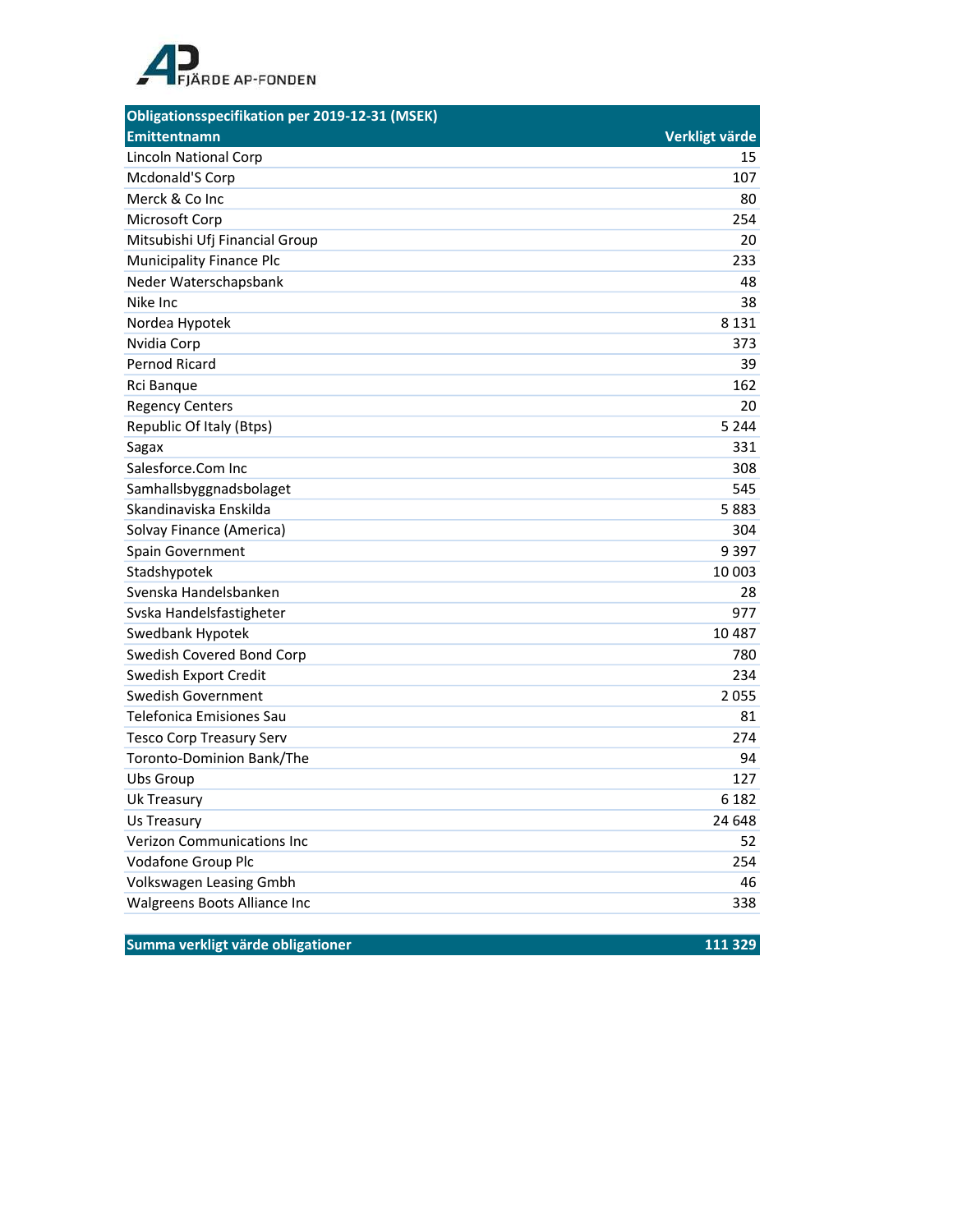| Obligationsspecifikation per 2019-12-31 (MSEK) | |
|---|---|
| **Emittentnamn** | **Verkligt värde** |
| Lincoln National Corp | 15 |
| Mcdonald'S Corp | 107 |
| Merck & Co Inc | 80 |
| Microsoft Corp | 254 |
| Mitsubishi Ufj Financial Group | 20 |
| Municipality Finance Plc | 233 |
| Neder Waterschapsbank | 48 |
| Nike Inc | 38 |
| Nordea Hypotek | 8 131 |
| Nvidia Corp | 373 |
| Pernod Ricard | 39 |
| Rci Banque | 162 |
| Regency Centers | 20 |
| Republic Of Italy (Btps) | 5 244 |
| Sagax | 331 |
| Salesforce.Com Inc | 308 |
| Samhallsbyggnadsbolaget | 545 |
| Skandinaviska Enskilda | 5 883 |
| Solvay Finance (America) | 304 |
| Spain Government | 9 397 |
| Stadshypotek | 10 003 |
| Svenska Handelsbanken | 28 |
| Svska Handelsfastigheter | 977 |
| Swedbank Hypotek | 10 487 |
| Swedish Covered Bond Corp | 780 |
| Swedish Export Credit | 234 |
| Swedish Government | 2 055 |
| Telefonica Emisiones Sau | 81 |
| Tesco Corp Treasury Serv | 274 |
| Toronto-Dominion Bank/The | 94 |
| Ubs Group | 127 |
| Uk Treasury | 6 182 |
| Us Treasury | 24 648 |
| Verizon Communications Inc | 52 |
| Vodafone Group Plc | 254 |
| Volkswagen Leasing Gmbh | 46 |
| Walgreens Boots Alliance Inc | 338 |
| **Summa verkligt värde obligationer** | **111 329** |